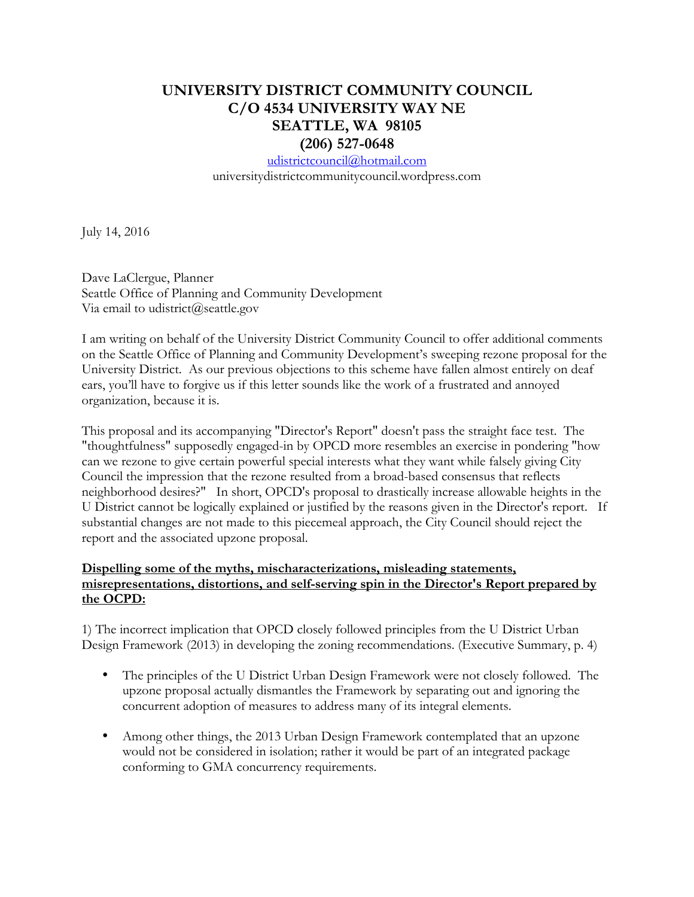# UNIVERSITY DISTRICT COMMUNITY COUNCIL
# C/O 4534 UNIVERSITY WAY NE
# SEATTLE, WA 98105
# (206) 527-0648

udistrictcouncil@hotmail.com
universitydistrictcommunitycouncil.wordpress.com

July 14, 2016

Dave LaClergue, Planner
Seattle Office of Planning and Community Development
Via email to udistrict@seattle.gov

I am writing on behalf of the University District Community Council to offer additional comments on the Seattle Office of Planning and Community Development's sweeping rezone proposal for the University District. As our previous objections to this scheme have fallen almost entirely on deaf ears, you'll have to forgive us if this letter sounds like the work of a frustrated and annoyed organization, because it is.

This proposal and its accompanying "Director's Report" doesn't pass the straight face test. The "thoughtfulness" supposedly engaged-in by OPCD more resembles an exercise in pondering "how can we rezone to give certain powerful special interests what they want while falsely giving City Council the impression that the rezone resulted from a broad-based consensus that reflects neighborhood desires?" In short, OPCD's proposal to drastically increase allowable heights in the U District cannot be logically explained or justified by the reasons given in the Director's report. If substantial changes are not made to this piecemeal approach, the City Council should reject the report and the associated upzone proposal.

**<u>Dispelling some of the myths, mischaracterizations, misleading statements, misrepresentations, distortions, and self-serving spin in the Director's Report prepared by the OCPD:</u>**

1) The incorrect implication that OPCD closely followed principles from the U District Urban Design Framework (2013) in developing the zoning recommendations. (Executive Summary, p. 4)

- The principles of the U District Urban Design Framework were not closely followed. The upzone proposal actually dismantles the Framework by separating out and ignoring the concurrent adoption of measures to address many of its integral elements.

- Among other things, the 2013 Urban Design Framework contemplated that an upzone would not be considered in isolation; rather it would be part of an integrated package conforming to GMA concurrency requirements.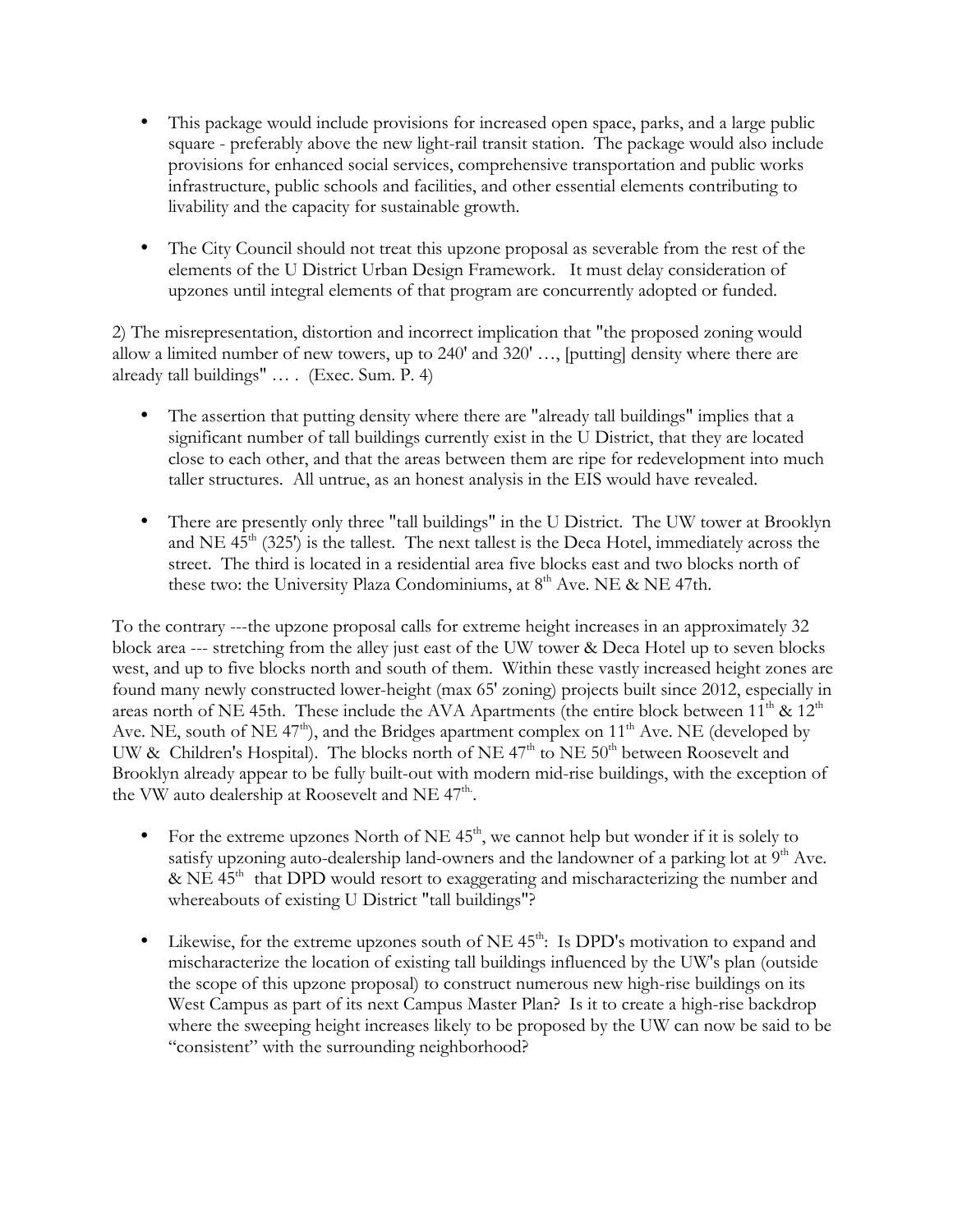- This package would include provisions for increased open space, parks, and a large public square - preferably above the new light-rail transit station. The package would also include provisions for enhanced social services, comprehensive transportation and public works infrastructure, public schools and facilities, and other essential elements contributing to livability and the capacity for sustainable growth.

- The City Council should not treat this upzone proposal as severable from the rest of the elements of the U District Urban Design Framework. It must delay consideration of upzones until integral elements of that program are concurrently adopted or funded.

2) The misrepresentation, distortion and incorrect implication that "the proposed zoning would allow a limited number of new towers, up to 240' and 320' …, [putting] density where there are already tall buildings" … . (Exec. Sum. P. 4)

- The assertion that putting density where there are "already tall buildings" implies that a significant number of tall buildings currently exist in the U District, that they are located close to each other, and that the areas between them are ripe for redevelopment into much taller structures. All untrue, as an honest analysis in the EIS would have revealed.

- There are presently only three "tall buildings" in the U District. The UW tower at Brooklyn and NE 45th (325') is the tallest. The next tallest is the Deca Hotel, immediately across the street. The third is located in a residential area five blocks east and two blocks north of these two: the University Plaza Condominiums, at 8th Ave. NE & NE 47th.

To the contrary ---the upzone proposal calls for extreme height increases in an approximately 32 block area --- stretching from the alley just east of the UW tower & Deca Hotel up to seven blocks west, and up to five blocks north and south of them. Within these vastly increased height zones are found many newly constructed lower-height (max 65' zoning) projects built since 2012, especially in areas north of NE 45th. These include the AVA Apartments (the entire block between 11th & 12th Ave. NE, south of NE 47th), and the Bridges apartment complex on 11th Ave. NE (developed by UW & Children's Hospital). The blocks north of NE 47th to NE 50th between Roosevelt and Brooklyn already appear to be fully built-out with modern mid-rise buildings, with the exception of the VW auto dealership at Roosevelt and NE 47th.

- For the extreme upzones North of NE 45th, we cannot help but wonder if it is solely to satisfy upzoning auto-dealership land-owners and the landowner of a parking lot at 9th Ave. & NE 45th that DPD would resort to exaggerating and mischaracterizing the number and whereabouts of existing U District "tall buildings"?

- Likewise, for the extreme upzones south of NE 45th: Is DPD's motivation to expand and mischaracterize the location of existing tall buildings influenced by the UW's plan (outside the scope of this upzone proposal) to construct numerous new high-rise buildings on its West Campus as part of its next Campus Master Plan? Is it to create a high-rise backdrop where the sweeping height increases likely to be proposed by the UW can now be said to be "consistent" with the surrounding neighborhood?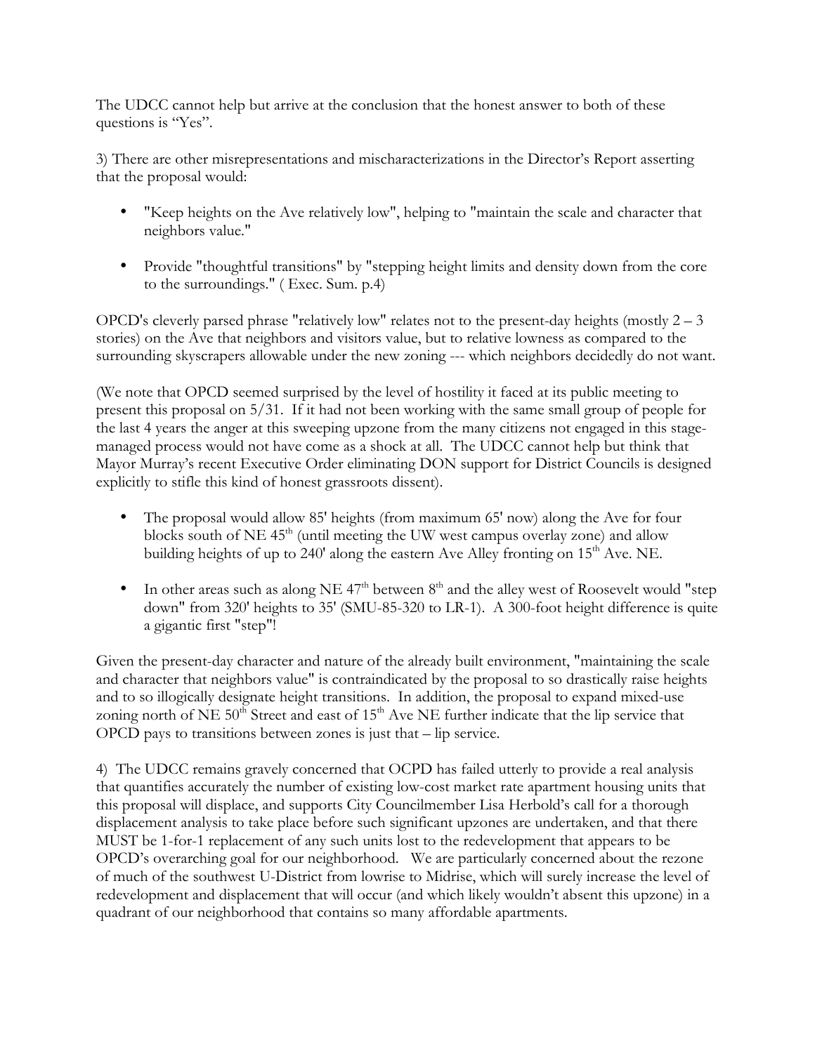The UDCC cannot help but arrive at the conclusion that the honest answer to both of these questions is “Yes”.

3) There are other misrepresentations and mischaracterizations in the Director’s Report asserting that the proposal would:

- "Keep heights on the Ave relatively low", helping to "maintain the scale and character that neighbors value."
- Provide "thoughtful transitions" by "stepping height limits and density down from the core to the surroundings." ( Exec. Sum. p.4)

OPCD's cleverly parsed phrase "relatively low" relates not to the present-day heights (mostly 2 – 3 stories) on the Ave that neighbors and visitors value, but to relative lowness as compared to the surrounding skyscrapers allowable under the new zoning --- which neighbors decidedly do not want.

(We note that OPCD seemed surprised by the level of hostility it faced at its public meeting to present this proposal on 5/31. If it had not been working with the same small group of people for the last 4 years the anger at this sweeping upzone from the many citizens not engaged in this stage-managed process would not have come as a shock at all. The UDCC cannot help but think that Mayor Murray’s recent Executive Order eliminating DON support for District Councils is designed explicitly to stifle this kind of honest grassroots dissent).

- The proposal would allow 85' heights (from maximum 65' now) along the Ave for four blocks south of NE 45th (until meeting the UW west campus overlay zone) and allow building heights of up to 240' along the eastern Ave Alley fronting on 15th Ave. NE.
- In other areas such as along NE 47th between 8th and the alley west of Roosevelt would "step down" from 320' heights to 35' (SMU-85-320 to LR-1). A 300-foot height difference is quite a gigantic first "step"!

Given the present-day character and nature of the already built environment, "maintaining the scale and character that neighbors value" is contraindicated by the proposal to so drastically raise heights and to so illogically designate height transitions. In addition, the proposal to expand mixed-use zoning north of NE 50th Street and east of 15th Ave NE further indicate that the lip service that OPCD pays to transitions between zones is just that – lip service.

4) The UDCC remains gravely concerned that OCPD has failed utterly to provide a real analysis that quantifies accurately the number of existing low-cost market rate apartment housing units that this proposal will displace, and supports City Councilmember Lisa Herbold’s call for a thorough displacement analysis to take place before such significant upzones are undertaken, and that there MUST be 1-for-1 replacement of any such units lost to the redevelopment that appears to be OPCD’s overarching goal for our neighborhood. We are particularly concerned about the rezone of much of the southwest U-District from lowrise to Midrise, which will surely increase the level of redevelopment and displacement that will occur (and which likely wouldn’t absent this upzone) in a quadrant of our neighborhood that contains so many affordable apartments.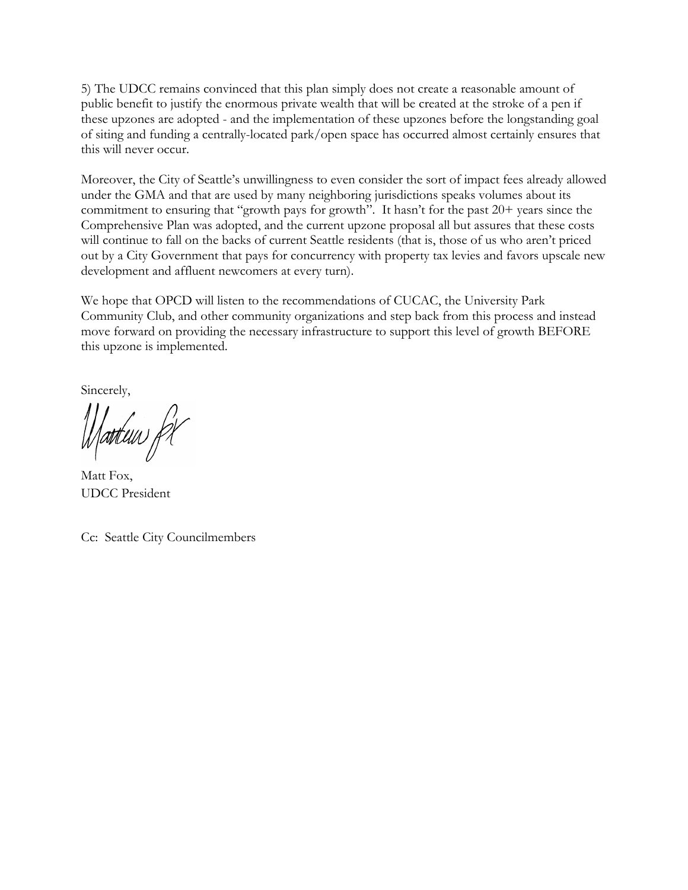5) The UDCC remains convinced that this plan simply does not create a reasonable amount of public benefit to justify the enormous private wealth that will be created at the stroke of a pen if these upzones are adopted - and the implementation of these upzones before the longstanding goal of siting and funding a centrally-located park/open space has occurred almost certainly ensures that this will never occur.

Moreover, the City of Seattle's unwillingness to even consider the sort of impact fees already allowed under the GMA and that are used by many neighboring jurisdictions speaks volumes about its commitment to ensuring that "growth pays for growth". It hasn't for the past 20+ years since the Comprehensive Plan was adopted, and the current upzone proposal all but assures that these costs will continue to fall on the backs of current Seattle residents (that is, those of us who aren't priced out by a City Government that pays for concurrency with property tax levies and favors upscale new development and affluent newcomers at every turn).

We hope that OPCD will listen to the recommendations of CUCAC, the University Park Community Club, and other community organizations and step back from this process and instead move forward on providing the necessary infrastructure to support this level of growth BEFORE this upzone is implemented.

Sincerely,

Matt Fox,
UDCC President

Cc: Seattle City Councilmembers